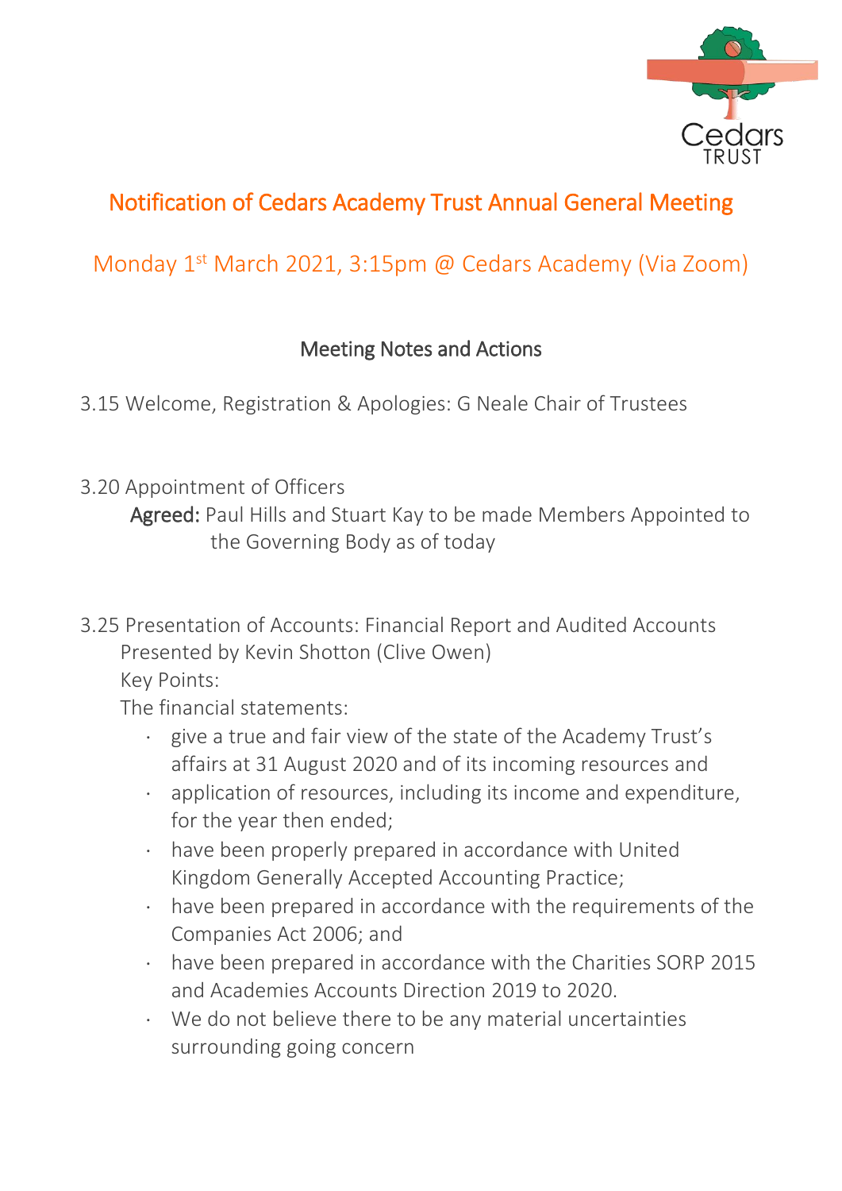# Notification of Cedars Academy Trust Annual General Meeting

## Monday 1st March 2021, 3:15pm @ Cedars Academy (Via Zoom)

### Meeting Notes and Actions

3.15 Welcome, Registration & Apologies: G Neale Chair of Trustees

3.20 Appointment of Officers

**Agreed:** Paul Hills and Stuart Kay to be made Members Appointed to the Governing Body as of today

3.25 Presentation of Accounts: Financial Report and Audited Accounts

Presented by Kevin Shotton (Clive Owen)

Key Points:

The financial statements:

- give a true and fair view of the state of the Academy Trust's affairs at 31 August 2020 and of its incoming resources and
- application of resources, including its income and expenditure, for the year then ended;
- have been properly prepared in accordance with United Kingdom Generally Accepted Accounting Practice;
- have been prepared in accordance with the requirements of the Companies Act 2006; and
- have been prepared in accordance with the Charities SORP 2015 and Academies Accounts Direction 2019 to 2020.
- We do not believe there to be any material uncertainties surrounding going concern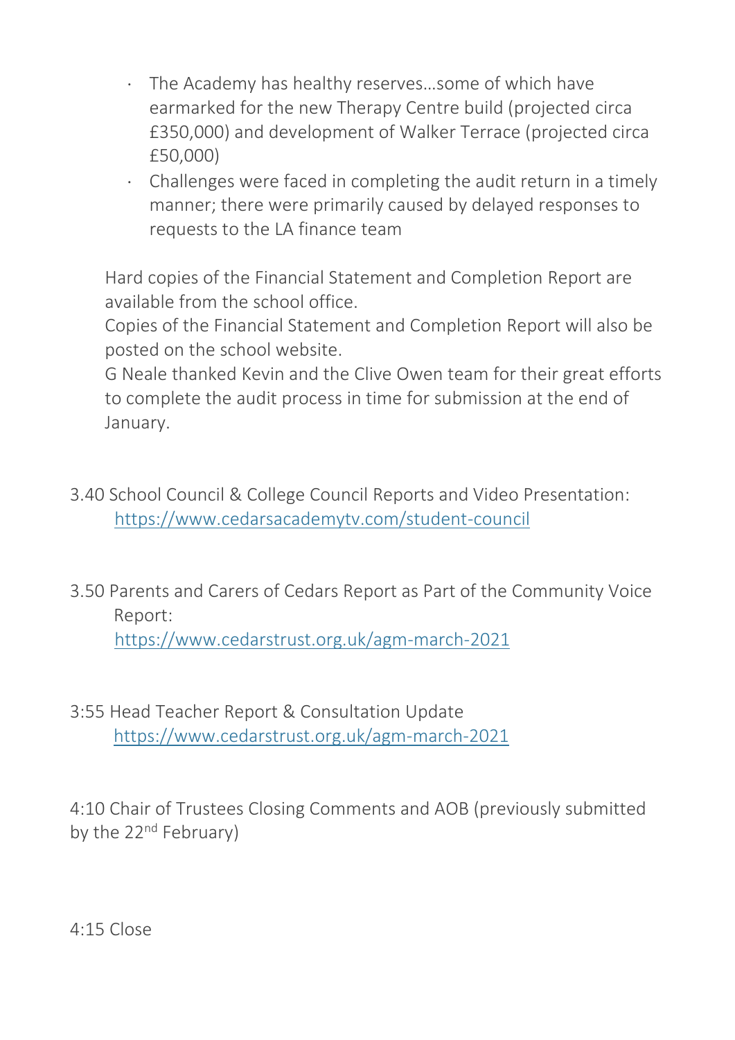- The Academy has healthy reserves…some of which have earmarked for the new Therapy Centre build (projected circa £350,000) and development of Walker Terrace (projected circa £50,000)
- Challenges were faced in completing the audit return in a timely manner; there were primarily caused by delayed responses to requests to the LA finance team

Hard copies of the Financial Statement and Completion Report are available from the school office.

Copies of the Financial Statement and Completion Report will also be posted on the school website.

G Neale thanked Kevin and the Clive Owen team for their great efforts to complete the audit process in time for submission at the end of January.

3.40 School Council & College Council Reports and Video Presentation: https://www.cedarsacademytv.com/student-council

3.50 Parents and Carers of Cedars Report as Part of the Community Voice Report: https://www.cedarstrust.org.uk/agm-march-2021

3:55 Head Teacher Report & Consultation Update https://www.cedarstrust.org.uk/agm-march-2021

4:10 Chair of Trustees Closing Comments and AOB (previously submitted by the 22nd February)

4:15 Close